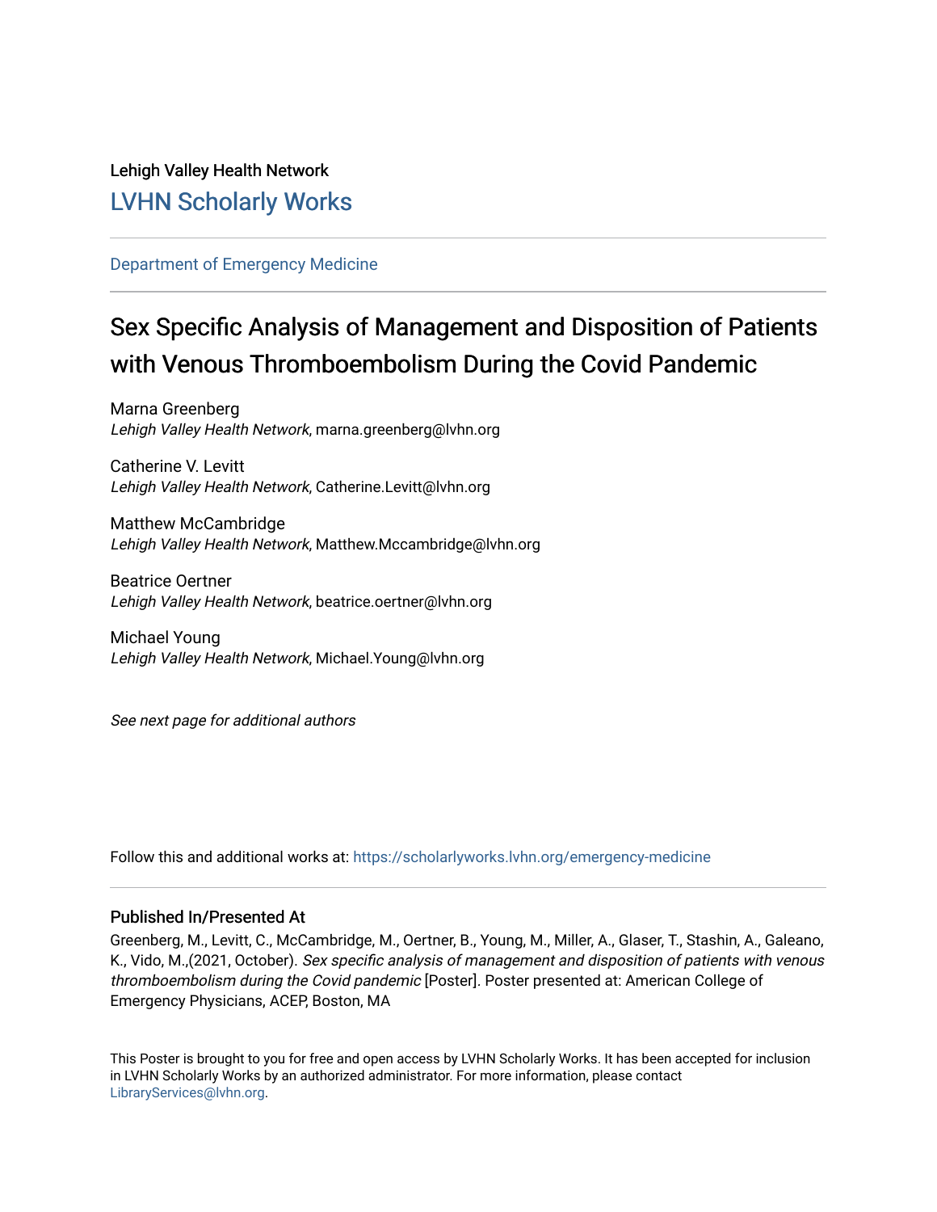Lehigh Valley Health Network

## LVHN Scholarly Works

Department of Emergency Medicine

# Sex Specific Analysis of Management and Disposition of Patients with Venous Thromboembolism During the Covid Pandemic

Marna Greenberg
*Lehigh Valley Health Network*, marna.greenberg@lvhn.org

Catherine V. Levitt
*Lehigh Valley Health Network*, Catherine.Levitt@lvhn.org

Matthew McCambridge
*Lehigh Valley Health Network*, Matthew.Mccambridge@lvhn.org

Beatrice Oertner
*Lehigh Valley Health Network*, beatrice.oertner@lvhn.org

Michael Young
*Lehigh Valley Health Network*, Michael.Young@lvhn.org

*See next page for additional authors*

Follow this and additional works at: https://scholarlyworks.lvhn.org/emergency-medicine

### Published In/Presented At

Greenberg, M., Levitt, C., McCambridge, M., Oertner, B., Young, M., Miller, A., Glaser, T., Stashin, A., Galeano, K., Vido, M.,(2021, October). *Sex specific analysis of management and disposition of patients with venous thromboembolism during the Covid pandemic* [Poster]. Poster presented at: American College of Emergency Physicians, ACEP, Boston, MA

This Poster is brought to you for free and open access by LVHN Scholarly Works. It has been accepted for inclusion in LVHN Scholarly Works by an authorized administrator. For more information, please contact LibraryServices@lvhn.org.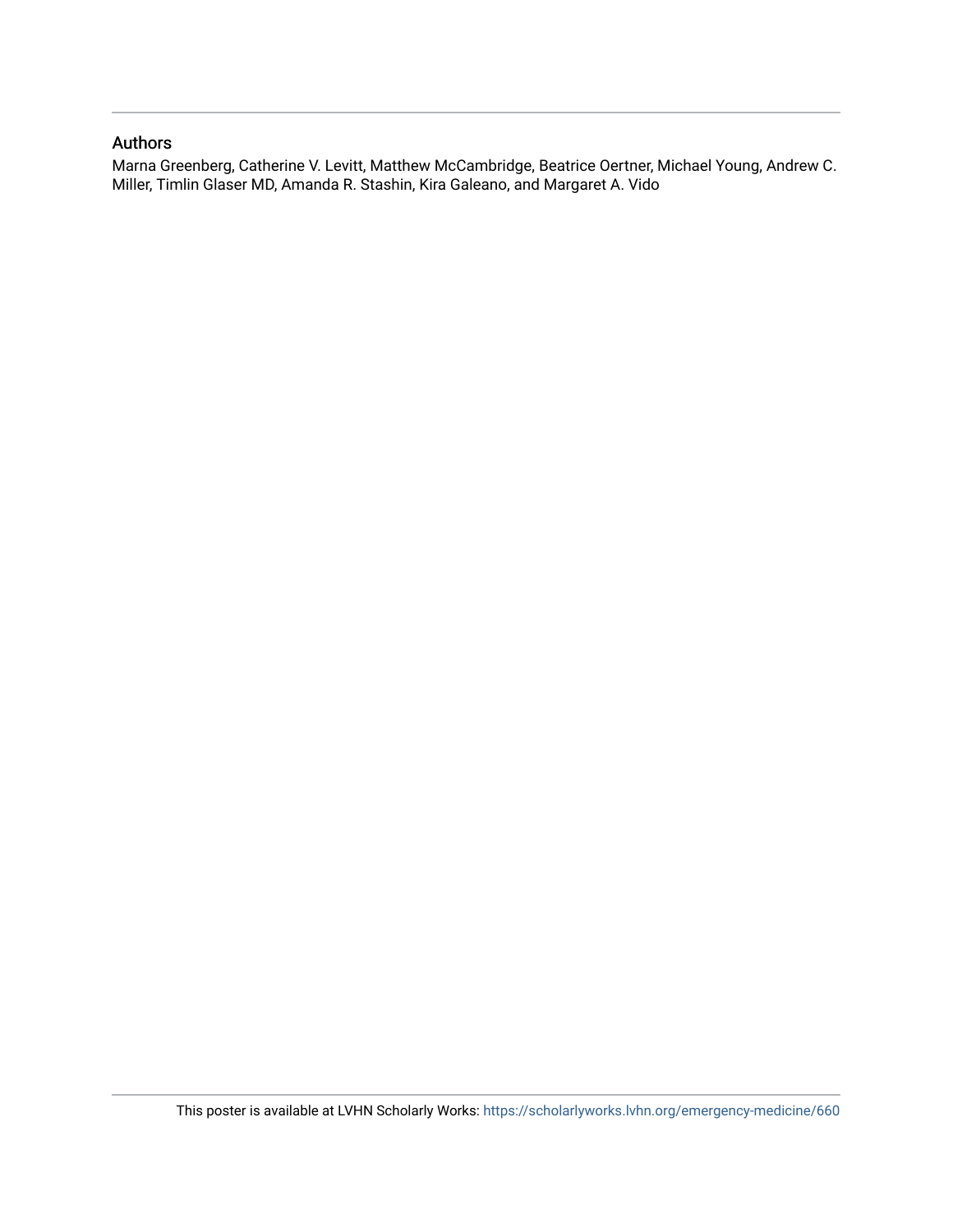## Authors

Marna Greenberg, Catherine V. Levitt, Matthew McCambridge, Beatrice Oertner, Michael Young, Andrew C. Miller, Timlin Glaser MD, Amanda R. Stashin, Kira Galeano, and Margaret A. Vido

This poster is available at LVHN Scholarly Works: https://scholarlyworks.lvhn.org/emergency-medicine/660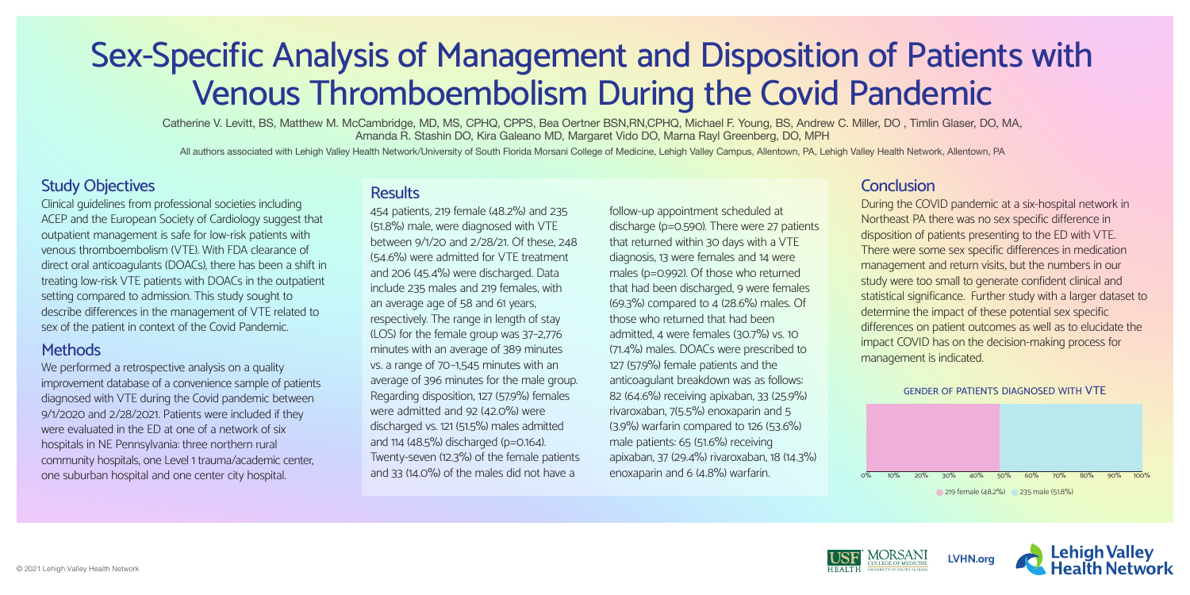# Sex-Specific Analysis of Management and Disposition of Patients with Venous Thromboembolism During the Covid Pandemic

Catherine V. Levitt, BS, Matthew M. McCambridge, MD, MS, CPHQ, CPPS, Bea Oertner BSN,RN,CPHQ, Michael F. Young, BS, Andrew C. Miller, DO , Timlin Glaser, DO, MA, Amanda R. Stashin DO, Kira Galeano MD, Margaret Vido DO, Marna Rayl Greenberg, DO, MPH

All authors associated with Lehigh Valley Health Network/University of South Florida Morsani College of Medicine, Lehigh Valley Campus, Allentown, PA, Lehigh Valley Health Network, Allentown, PA

## Study Objectives

Clinical guidelines from professional societies including ACEP and the European Society of Cardiology suggest that outpatient management is safe for low-risk patients with venous thromboembolism (VTE). With FDA clearance of direct oral anticoagulants (DOACs), there has been a shift in treating low-risk VTE patients with DOACs in the outpatient setting compared to admission. This study sought to describe differences in the management of VTE related to sex of the patient in context of the Covid Pandemic.

## Methods

We performed a retrospective analysis on a quality improvement database of a convenience sample of patients diagnosed with VTE during the Covid pandemic between 9/1/2020 and 2/28/2021. Patients were included if they were evaluated in the ED at one of a network of six hospitals in NE Pennsylvania: three northern rural community hospitals, one Level 1 trauma/academic center, one suburban hospital and one center city hospital.

## Results

454 patients, 219 female (48.2%) and 235 (51.8%) male, were diagnosed with VTE between 9/1/20 and 2/28/21. Of these, 248 (54.6%) were admitted for VTE treatment and 206 (45.4%) were discharged. Data include 235 males and 219 females, with an average age of 58 and 61 years, respectively. The range in length of stay (LOS) for the female group was 37–2,776 minutes with an average of 389 minutes vs. a range of 70–1,545 minutes with an average of 396 minutes for the male group. Regarding disposition, 127 (57.9%) females were admitted and 92 (42.0%) were discharged vs. 121 (51.5%) males admitted and 114 (48.5%) discharged ($p=0.164$). Twenty-seven (12.3%) of the female patients and 33 (14.0%) of the males did not have a follow-up appointment scheduled at discharge ($p=0.590$). There were 27 patients that returned within 30 days with a VTE diagnosis, 13 were females and 14 were males ($p=0.992$). Of those who returned that had been discharged, 9 were females (69.3%) compared to 4 (28.6%) males. Of those who returned that had been admitted, 4 were females (30.7%) vs. 10 (71.4%) males. DOACs were prescribed to 127 (57.9%) female patients and the anticoagulant breakdown was as follows: 82 (64.6%) receiving apixaban, 33 (25.9%) rivaroxaban, 7(5.5%) enoxaparin and 5 (3.9%) warfarin compared to 126 (53.6%) male patients: 65 (51.6%) receiving apixaban, 37 (29.4%) rivaroxaban, 18 (14.3%) enoxaparin and 6 (4.8%) warfarin.

## Conclusion

During the COVID pandemic at a six-hospital network in Northeast PA there was no sex specific difference in disposition of patients presenting to the ED with VTE. There were some sex specific differences in medication management and return visits, but the numbers in our study were too small to generate confident clinical and statistical significance. Further study with a larger dataset to determine the impact of these potential sex specific differences on patient outcomes as well as to elucidate the impact COVID has on the decision-making process for management is indicated.

GENDER OF PATIENTS DIAGNOSED WITH VTE

0% 10% 20% 30% 40% 50% 60% 70% 80% 90% 100%

219 female (48.2%) 235 male (51.8%)

© 2021 Lehigh Valley Health Network

USF HEALTH MORSANI COLLEGE OF MEDICINE UNIVERSITY OF SOUTH FLORIDA

LVHN.org

Lehigh Valley Health Network